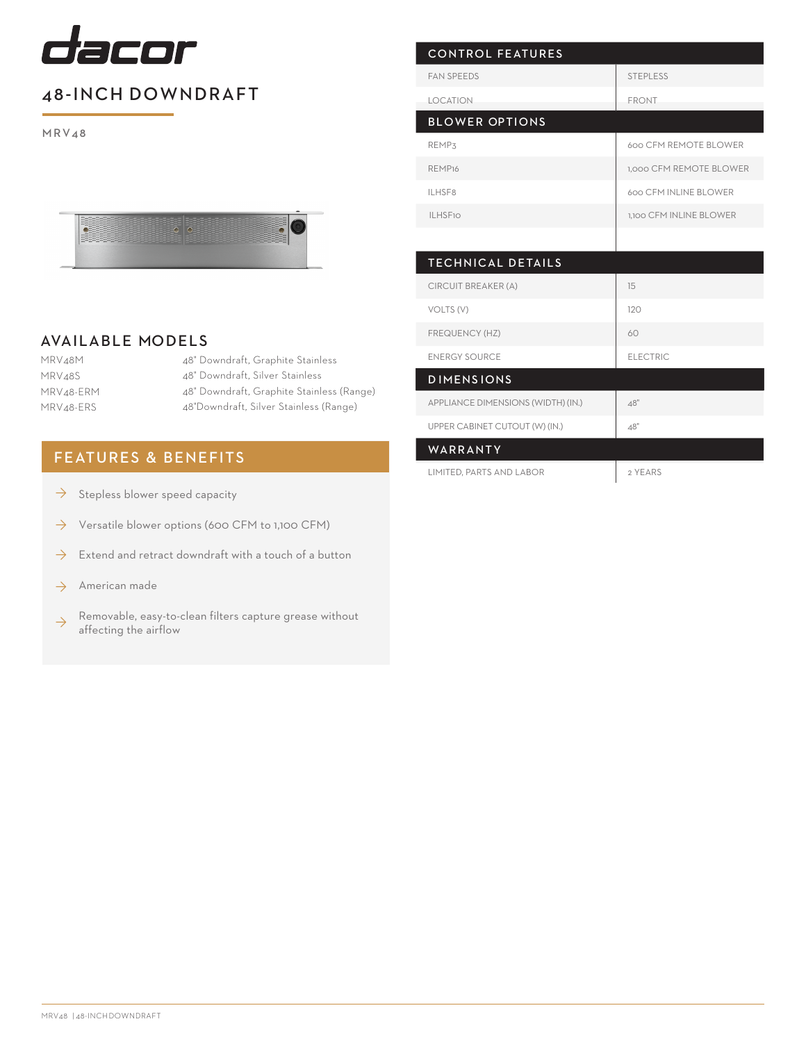# dacor

## 48-INCH DOWNDRAFT

MRV48

## AVAILABLE MODELS

| | |
|---|---|
| MRV48M | 48" Downdraft, Graphite Stainless |
| MRV48S | 48" Downdraft, Silver Stainless |
| MRV48-ERM | 48" Downdraft, Graphite Stainless (Range) |
| MRV48-ERS | 48"Downdraft, Silver Stainless (Range) |

## FEATURES & BENEFITS

- Stepless blower speed capacity
- Versatile blower options (600 CFM to 1,100 CFM)
- Extend and retract downdraft with a touch of a button
- American made
- Removable, easy-to-clean filters capture grease without affecting the airflow

| CONTROL FEATURES | |
|---|---|
| FAN SPEEDS | STEPLESS |
| LOCATION | FRONT |

| BLOWER OPTIONS | |
|---|---|
| REMP3 | 600 CFM REMOTE BLOWER |
| REMP16 | 1,000 CFM REMOTE BLOWER |
| ILHSF8 | 600 CFM INLINE BLOWER |
| ILHSF10 | 1,100 CFM INLINE BLOWER |

| TECHNICAL DETAILS | |
|---|---|
| CIRCUIT BREAKER (A) | 15 |
| VOLTS (V) | 120 |
| FREQUENCY (HZ) | 60 |
| ENERGY SOURCE | ELECTRIC |

| DIMENSIONS | |
|---|---|
| APPLIANCE DIMENSIONS (WIDTH) (IN.) | 48" |
| UPPER CABINET CUTOUT (W) (IN.) | 48" |

| WARRANTY | |
|---|---|
| LIMITED, PARTS AND LABOR | 2 YEARS |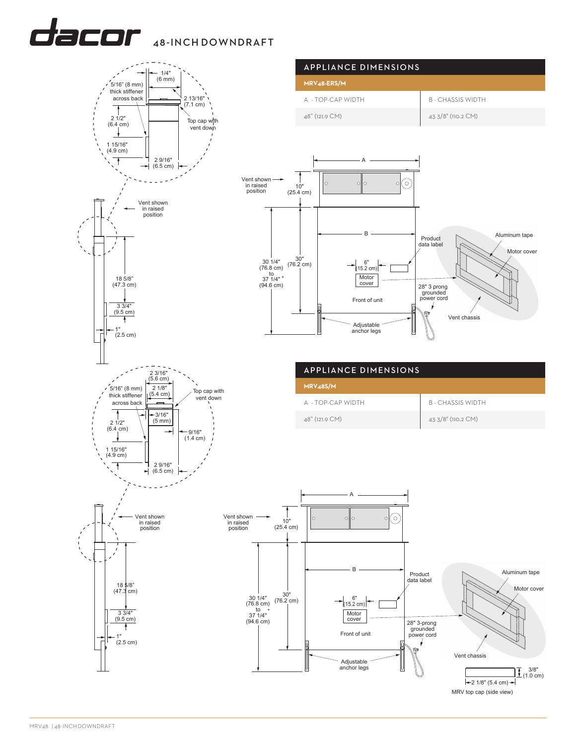# dacor 48-INCH DOWNDRAFT

## APPLIANCE DIMENSIONS

**MRV48-ERS/M**

| A - TOP-CAP WIDTH | B - CHASSIS WIDTH |
|---|---|
| 48" (121.9 CM) | 43 3/8" (110.2 CM) |

1/4" (6 mm)
5/16" (8 mm) thick stiffener across back
2 13/16" (7.1 cm)
Top cap with vent down
2 1/2" (6.4 cm)
1 15/16" (4.9 cm)
2 9/16" (6.5 cm)

Vent shown in raised position
18 5/8" (47.3 cm)
3 3/4" (9.5 cm)
1" (2.5 cm)

A
Vent shown in raised position
10" (25.4 cm)
B
30 1/4" (76.8 cm) to 37 1/4" * (94.6 cm)
30" (76.2 cm)
6" (15.2 cm)
Motor cover
Product data label
Front of unit
Adjustable anchor legs
28" 3 prong grounded power cord
Aluminum tape
Motor cover
Vent chassis

## APPLIANCE DIMENSIONS

**MRV48S/M**

| A - TOP-CAP WIDTH | B - CHASSIS WIDTH |
|---|---|
| 48" (121.9 CM) | 43 3/8" (110.2 CM) |

2 3/16" (5.6 cm)
5/16" (8 mm) thick stiffener across back
2 1/8" (5.4 cm)
Top cap with vent down
3/16" (5 mm)
2 1/2" (6.4 cm)
9/16" (1.4 cm)
1 15/16" (4.9 cm)
2 9/16" (6.5 cm)

Vent shown in raised position
18 5/8" (47.3 cm)
3 3/4" (9.5 cm)
1" (2.5 cm)

A
Vent shown in raised position
10" (25.4 cm)
B
30 1/4" (76.8 cm) to 37 1/4" * (94.6 cm)
30" (76.2 cm)
6" (15.2 cm)
Motor cover
Product data label
Front of unit
Adjustable anchor legs
28" 3-prong grounded power cord
Aluminum tape
Motor cover
Vent chassis

3/8" (1.0 cm)
2 1/8" (5.4 cm)
MRV top cap (side view)